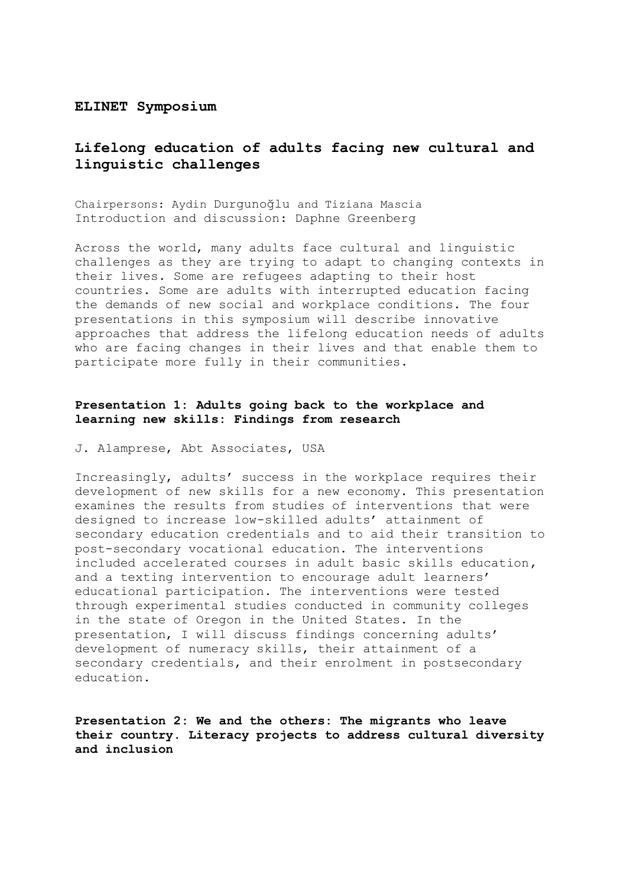**ELINET Symposium**

## Lifelong education of adults facing new cultural and linguistic challenges

Chairpersons: Aydin Durgunoğlu and Tiziana Mascia
Introduction and discussion: Daphne Greenberg

Across the world, many adults face cultural and linguistic challenges as they are trying to adapt to changing contexts in their lives. Some are refugees adapting to their host countries. Some are adults with interrupted education facing the demands of new social and workplace conditions. The four presentations in this symposium will describe innovative approaches that address the lifelong education needs of adults who are facing changes in their lives and that enable them to participate more fully in their communities.

### Presentation 1: Adults going back to the workplace and learning new skills: Findings from research

J. Alamprese, Abt Associates, USA

Increasingly, adults' success in the workplace requires their development of new skills for a new economy. This presentation examines the results from studies of interventions that were designed to increase low-skilled adults' attainment of secondary education credentials and to aid their transition to post-secondary vocational education. The interventions included accelerated courses in adult basic skills education, and a texting intervention to encourage adult learners' educational participation. The interventions were tested through experimental studies conducted in community colleges in the state of Oregon in the United States. In the presentation, I will discuss findings concerning adults' development of numeracy skills, their attainment of a secondary credentials, and their enrolment in postsecondary education.

### Presentation 2: We and the others: The migrants who leave their country. Literacy projects to address cultural diversity and inclusion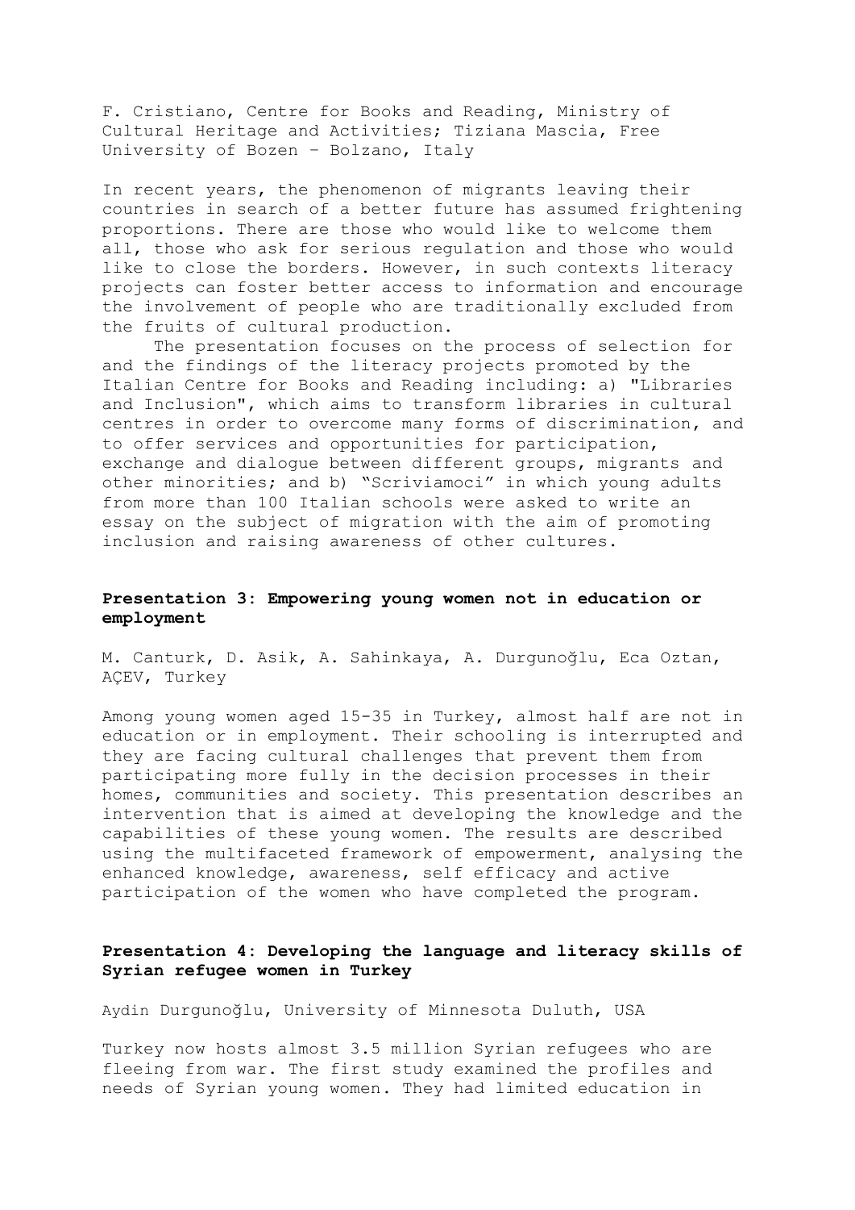F. Cristiano, Centre for Books and Reading, Ministry of Cultural Heritage and Activities; Tiziana Mascia, Free University of Bozen – Bolzano, Italy

In recent years, the phenomenon of migrants leaving their countries in search of a better future has assumed frightening proportions. There are those who would like to welcome them all, those who ask for serious regulation and those who would like to close the borders. However, in such contexts literacy projects can foster better access to information and encourage the involvement of people who are traditionally excluded from the fruits of cultural production.

The presentation focuses on the process of selection for and the findings of the literacy projects promoted by the Italian Centre for Books and Reading including: a) "Libraries and Inclusion", which aims to transform libraries in cultural centres in order to overcome many forms of discrimination, and to offer services and opportunities for participation, exchange and dialogue between different groups, migrants and other minorities; and b) "Scriviamoci" in which young adults from more than 100 Italian schools were asked to write an essay on the subject of migration with the aim of promoting inclusion and raising awareness of other cultures.

**Presentation 3: Empowering young women not in education or employment**

M. Canturk, D. Asik, A. Sahinkaya, A. Durgunoğlu, Eca Oztan, AÇEV, Turkey

Among young women aged 15-35 in Turkey, almost half are not in education or in employment. Their schooling is interrupted and they are facing cultural challenges that prevent them from participating more fully in the decision processes in their homes, communities and society. This presentation describes an intervention that is aimed at developing the knowledge and the capabilities of these young women. The results are described using the multifaceted framework of empowerment, analysing the enhanced knowledge, awareness, self efficacy and active participation of the women who have completed the program.

**Presentation 4: Developing the language and literacy skills of Syrian refugee women in Turkey**

Aydin Durgunoğlu, University of Minnesota Duluth, USA

Turkey now hosts almost 3.5 million Syrian refugees who are fleeing from war. The first study examined the profiles and needs of Syrian young women. They had limited education in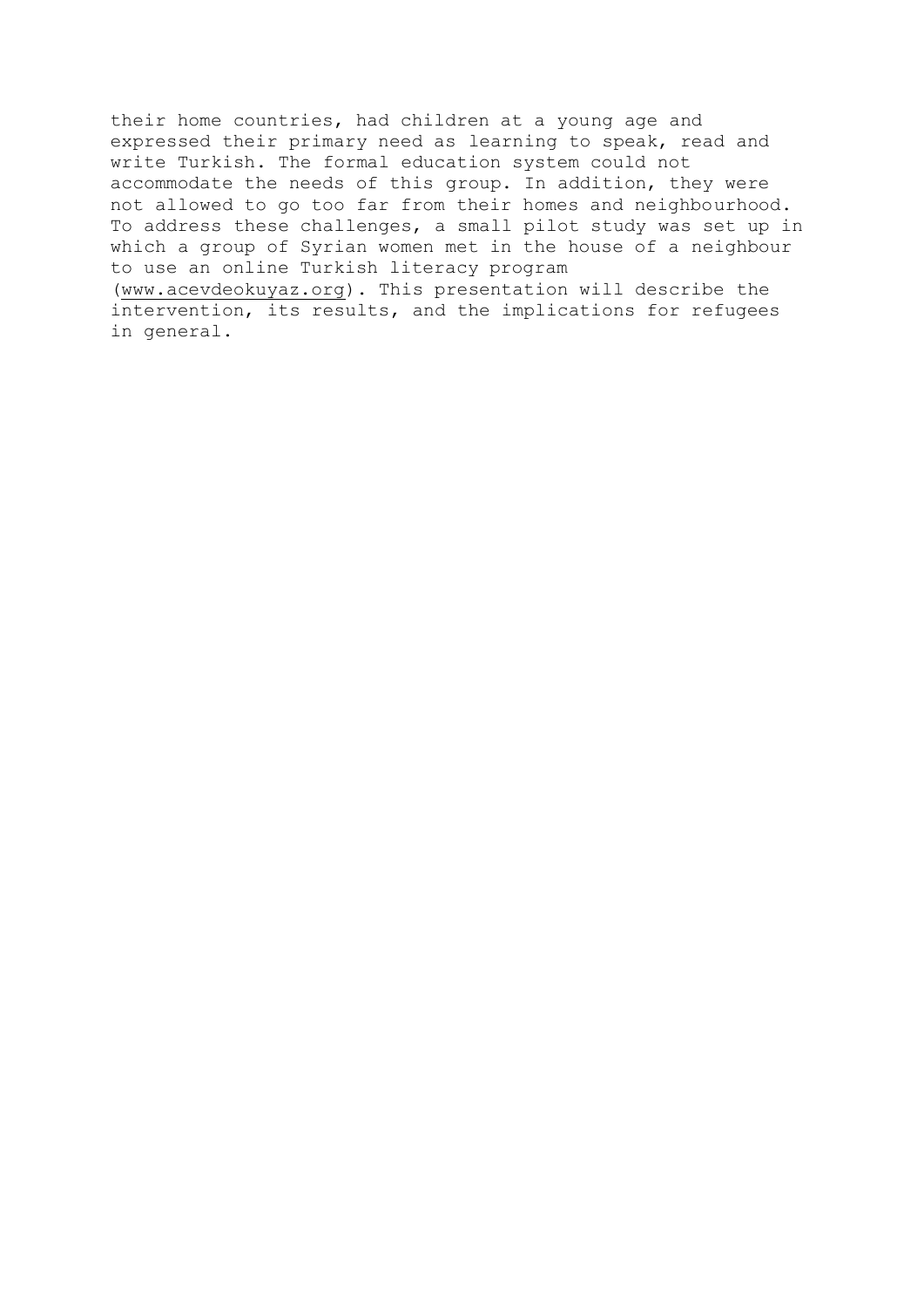their home countries, had children at a young age and expressed their primary need as learning to speak, read and write Turkish. The formal education system could not accommodate the needs of this group. In addition, they were not allowed to go too far from their homes and neighbourhood. To address these challenges, a small pilot study was set up in which a group of Syrian women met in the house of a neighbour to use an online Turkish literacy program (www.acevdeokuyaz.org). This presentation will describe the intervention, its results, and the implications for refugees in general.